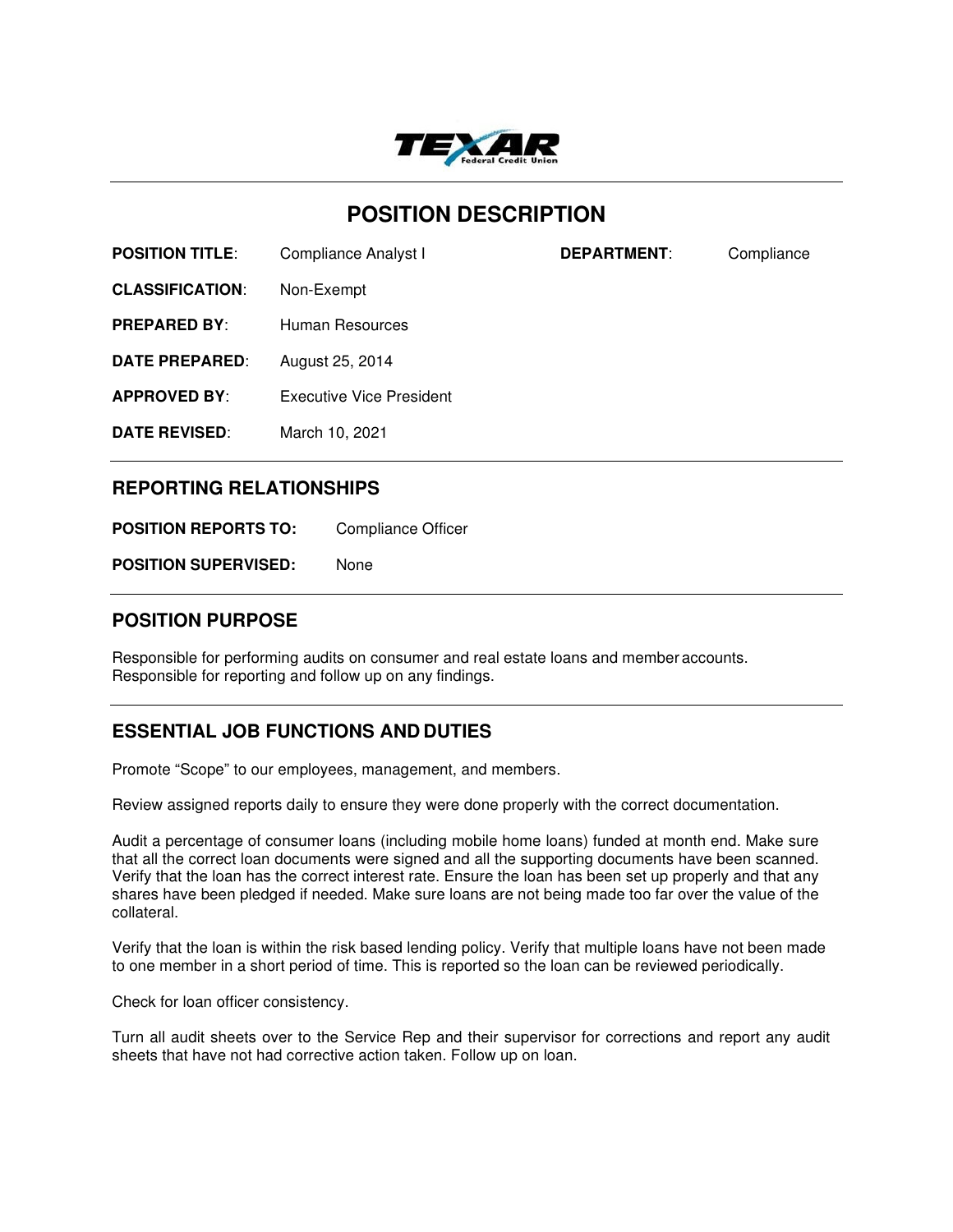TEXAR Federal Credit Union

# POSITION DESCRIPTION

**POSITION TITLE**: Compliance Analyst I

**DEPARTMENT**: Compliance

**CLASSIFICATION**: Non-Exempt

**PREPARED BY**: Human Resources

**DATE PREPARED**: August 25, 2014

**APPROVED BY**: Executive Vice President

**DATE REVISED**: March 10, 2021

## REPORTING RELATIONSHIPS

**POSITION REPORTS TO:** Compliance Officer

**POSITION SUPERVISED:** None

## POSITION PURPOSE

Responsible for performing audits on consumer and real estate loans and member accounts. Responsible for reporting and follow up on any findings.

## ESSENTIAL JOB FUNCTIONS AND DUTIES

Promote "Scope" to our employees, management, and members.

Review assigned reports daily to ensure they were done properly with the correct documentation.

Audit a percentage of consumer loans (including mobile home loans) funded at month end. Make sure that all the correct loan documents were signed and all the supporting documents have been scanned. Verify that the loan has the correct interest rate. Ensure the loan has been set up properly and that any shares have been pledged if needed. Make sure loans are not being made too far over the value of the collateral.

Verify that the loan is within the risk based lending policy. Verify that multiple loans have not been made to one member in a short period of time. This is reported so the loan can be reviewed periodically.

Check for loan officer consistency.

Turn all audit sheets over to the Service Rep and their supervisor for corrections and report any audit sheets that have not had corrective action taken. Follow up on loan.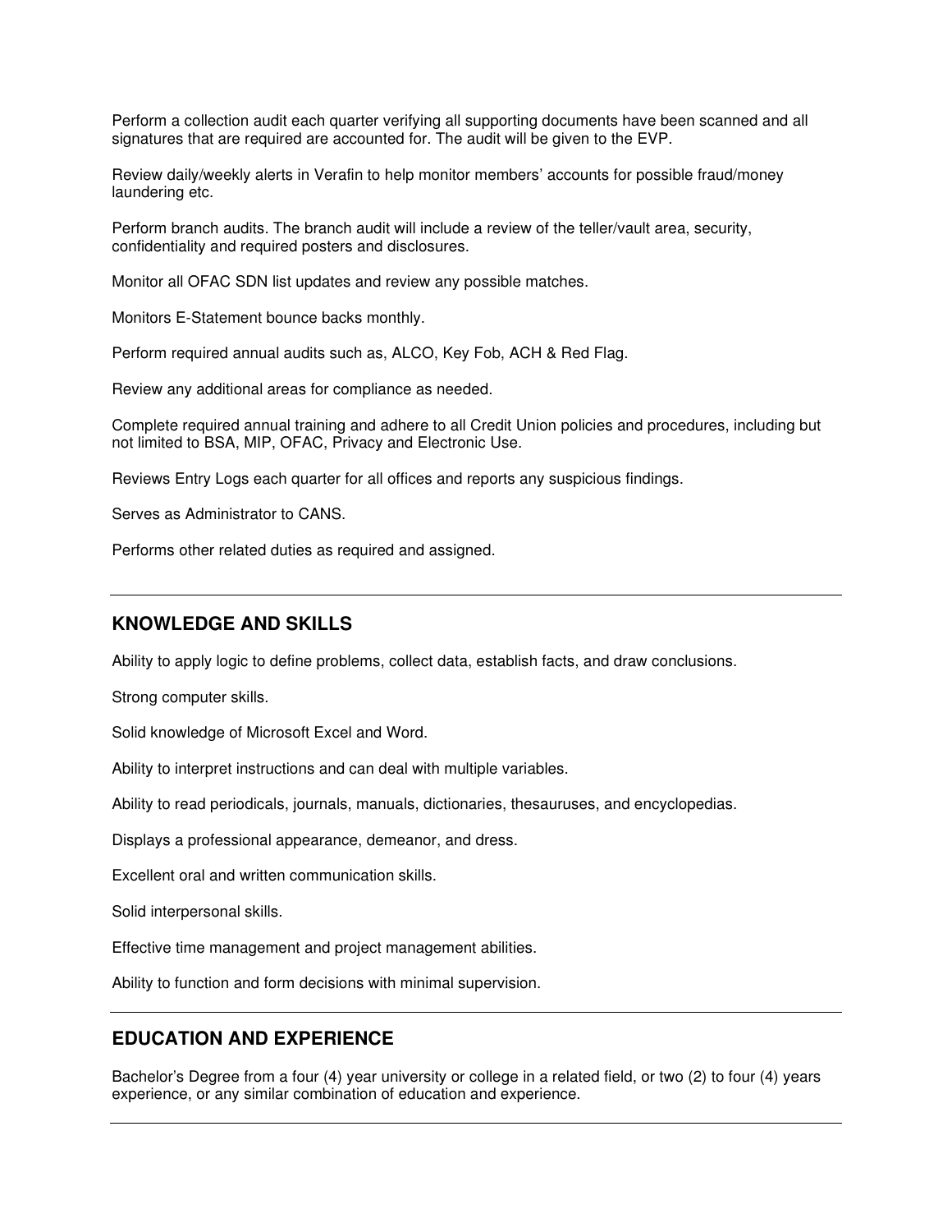Perform a collection audit each quarter verifying all supporting documents have been scanned and all signatures that are required are accounted for. The audit will be given to the EVP.

Review daily/weekly alerts in Verafin to help monitor members' accounts for possible fraud/money laundering etc.

Perform branch audits. The branch audit will include a review of the teller/vault area, security, confidentiality and required posters and disclosures.

Monitor all OFAC SDN list updates and review any possible matches.

Monitors E-Statement bounce backs monthly.

Perform required annual audits such as, ALCO, Key Fob, ACH & Red Flag.

Review any additional areas for compliance as needed.

Complete required annual training and adhere to all Credit Union policies and procedures, including but not limited to BSA, MIP, OFAC, Privacy and Electronic Use.

Reviews Entry Logs each quarter for all offices and reports any suspicious findings.

Serves as Administrator to CANS.

Performs other related duties as required and assigned.

---

## KNOWLEDGE AND SKILLS

Ability to apply logic to define problems, collect data, establish facts, and draw conclusions.

Strong computer skills.

Solid knowledge of Microsoft Excel and Word.

Ability to interpret instructions and can deal with multiple variables.

Ability to read periodicals, journals, manuals, dictionaries, thesauruses, and encyclopedias.

Displays a professional appearance, demeanor, and dress.

Excellent oral and written communication skills.

Solid interpersonal skills.

Effective time management and project management abilities.

Ability to function and form decisions with minimal supervision.

---

## EDUCATION AND EXPERIENCE

Bachelor's Degree from a four (4) year university or college in a related field, or two (2) to four (4) years experience, or any similar combination of education and experience.

---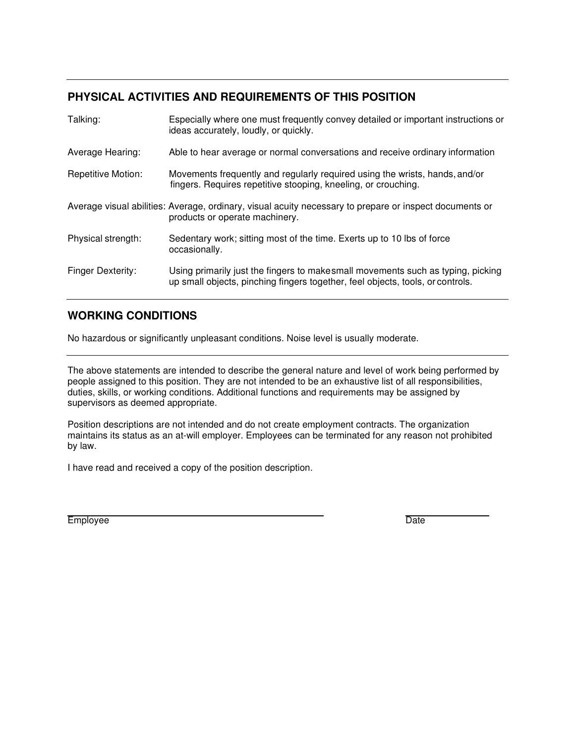## PHYSICAL ACTIVITIES AND REQUIREMENTS OF THIS POSITION

| | |
|---|---|
| Talking: | Especially where one must frequently convey detailed or important instructions or ideas accurately, loudly, or quickly. |
| Average Hearing: | Able to hear average or normal conversations and receive ordinary information |
| Repetitive Motion: | Movements frequently and regularly required using the wrists, hands, and/or fingers. Requires repetitive stooping, kneeling, or crouching. |
| Average visual abilities: | Average, ordinary, visual acuity necessary to prepare or inspect documents or products or operate machinery. |
| Physical strength: | Sedentary work; sitting most of the time. Exerts up to 10 lbs of force occasionally. |
| Finger Dexterity: | Using primarily just the fingers to make small movements such as typing, picking up small objects, pinching fingers together, feel objects, tools, or controls. |

## WORKING CONDITIONS

No hazardous or significantly unpleasant conditions. Noise level is usually moderate.

---

The above statements are intended to describe the general nature and level of work being performed by people assigned to this position. They are not intended to be an exhaustive list of all responsibilities, duties, skills, or working conditions. Additional functions and requirements may be assigned by supervisors as deemed appropriate.

Position descriptions are not intended and do not create employment contracts. The organization maintains its status as an at-will employer. Employees can be terminated for any reason not prohibited by law.

I have read and received a copy of the position description.

\_\_\_\_\_\_\_\_\_\_\_\_\_\_\_\_\_\_\_\_\_\_\_\_\_\_\_\_\_\_\_\_\_\_\_\_\_\_\_\_ \_\_\_\_\_\_\_\_\_\_\_\_\_\_\_\_

Employee Date